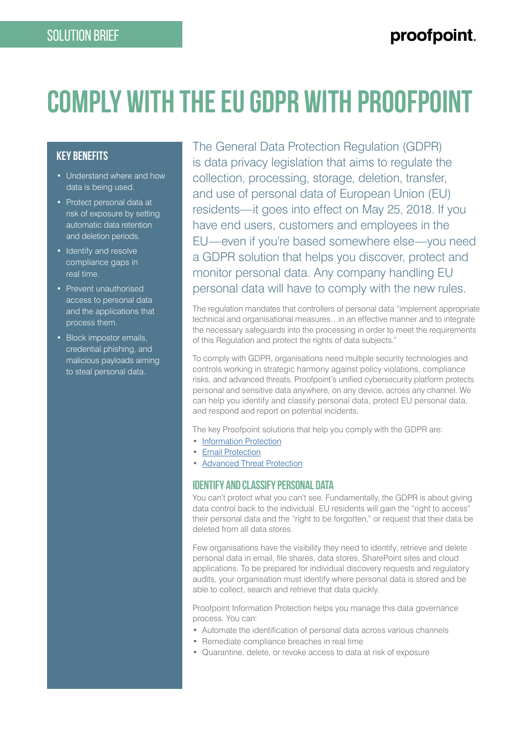SOLUTION BRIEF

proofpoint.

# COMPLY WITH THE EU GDPR WITH PROOFPOINT

## KEY BENEFITS

- Understand where and how data is being used.
- Protect personal data at risk of exposure by setting automatic data retention and deletion periods.
- Identify and resolve compliance gaps in real time.
- Prevent unauthorised access to personal data and the applications that process them.
- Block impostor emails, credential phishing, and malicious payloads aiming to steal personal data.

The General Data Protection Regulation (GDPR) is data privacy legislation that aims to regulate the collection, processing, storage, deletion, transfer, and use of personal data of European Union (EU) residents—it goes into effect on May 25, 2018. If you have end users, customers and employees in the EU—even if you're based somewhere else—you need a GDPR solution that helps you discover, protect and monitor personal data. Any company handling EU personal data will have to comply with the new rules.

The regulation mandates that controllers of personal data "implement appropriate technical and organisational measures…in an effective manner and to integrate the necessary safeguards into the processing in order to meet the requirements of this Regulation and protect the rights of data subjects."

To comply with GDPR, organisations need multiple security technologies and controls working in strategic harmony against policy violations, compliance risks, and advanced threats. Proofpoint's unified cybersecurity platform protects personal and sensitive data anywhere, on any device, across any channel. We can help you identify and classify personal data, protect EU personal data, and respond and report on potential incidents.

The key Proofpoint solutions that help you comply with the GDPR are:

- Information Protection
- Email Protection
- Advanced Threat Protection

## IDENTIFY AND CLASSIFY PERSONAL DATA

You can't protect what you can't see. Fundamentally, the GDPR is about giving data control back to the individual. EU residents will gain the "right to access" their personal data and the "right to be forgotten," or request that their data be deleted from all data stores.

Few organisations have the visibility they need to identify, retrieve and delete personal data in email, file shares, data stores, SharePoint sites and cloud applications. To be prepared for individual discovery requests and regulatory audits, your organisation must identify where personal data is stored and be able to collect, search and retrieve that data quickly.

Proofpoint Information Protection helps you manage this data governance process. You can:

- Automate the identification of personal data across various channels
- Remediate compliance breaches in real time
- Quarantine, delete, or revoke access to data at risk of exposure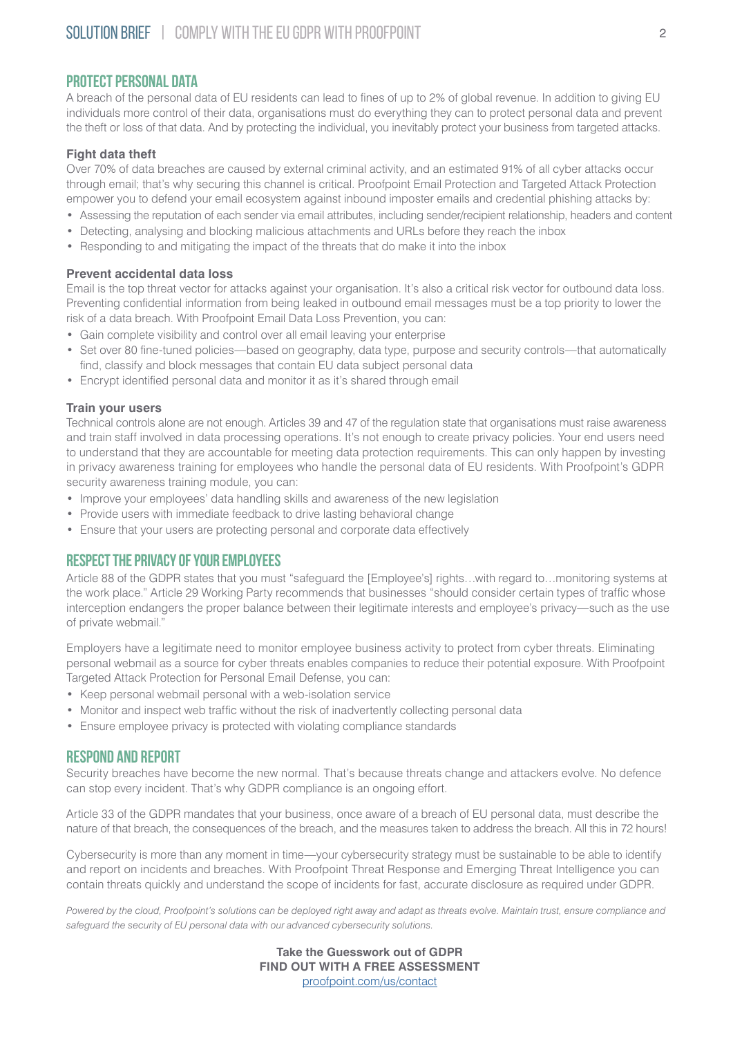## PROTECT PERSONAL DATA

A breach of the personal data of EU residents can lead to fines of up to 2% of global revenue. In addition to giving EU individuals more control of their data, organisations must do everything they can to protect personal data and prevent the theft or loss of that data. And by protecting the individual, you inevitably protect your business from targeted attacks.

### Fight data theft

Over 70% of data breaches are caused by external criminal activity, and an estimated 91% of all cyber attacks occur through email; that's why securing this channel is critical. Proofpoint Email Protection and Targeted Attack Protection empower you to defend your email ecosystem against inbound imposter emails and credential phishing attacks by:

- Assessing the reputation of each sender via email attributes, including sender/recipient relationship, headers and content
- Detecting, analysing and blocking malicious attachments and URLs before they reach the inbox
- Responding to and mitigating the impact of the threats that do make it into the inbox

### Prevent accidental data loss

Email is the top threat vector for attacks against your organisation. It's also a critical risk vector for outbound data loss. Preventing confidential information from being leaked in outbound email messages must be a top priority to lower the risk of a data breach. With Proofpoint Email Data Loss Prevention, you can:

- Gain complete visibility and control over all email leaving your enterprise
- Set over 80 fine-tuned policies—based on geography, data type, purpose and security controls—that automatically find, classify and block messages that contain EU data subject personal data
- Encrypt identified personal data and monitor it as it's shared through email

### Train your users

Technical controls alone are not enough. Articles 39 and 47 of the regulation state that organisations must raise awareness and train staff involved in data processing operations. It's not enough to create privacy policies. Your end users need to understand that they are accountable for meeting data protection requirements. This can only happen by investing in privacy awareness training for employees who handle the personal data of EU residents. With Proofpoint's GDPR security awareness training module, you can:

- Improve your employees' data handling skills and awareness of the new legislation
- Provide users with immediate feedback to drive lasting behavioral change
- Ensure that your users are protecting personal and corporate data effectively

## RESPECT THE PRIVACY OF YOUR EMPLOYEES

Article 88 of the GDPR states that you must "safeguard the [Employee's] rights…with regard to…monitoring systems at the work place." Article 29 Working Party recommends that businesses "should consider certain types of traffic whose interception endangers the proper balance between their legitimate interests and employee's privacy—such as the use of private webmail."

Employers have a legitimate need to monitor employee business activity to protect from cyber threats. Eliminating personal webmail as a source for cyber threats enables companies to reduce their potential exposure. With Proofpoint Targeted Attack Protection for Personal Email Defense, you can:

- Keep personal webmail personal with a web-isolation service
- Monitor and inspect web traffic without the risk of inadvertently collecting personal data
- Ensure employee privacy is protected with violating compliance standards

## RESPOND AND REPORT

Security breaches have become the new normal. That's because threats change and attackers evolve. No defence can stop every incident. That's why GDPR compliance is an ongoing effort.

Article 33 of the GDPR mandates that your business, once aware of a breach of EU personal data, must describe the nature of that breach, the consequences of the breach, and the measures taken to address the breach. All this in 72 hours!

Cybersecurity is more than any moment in time—your cybersecurity strategy must be sustainable to be able to identify and report on incidents and breaches. With Proofpoint Threat Response and Emerging Threat Intelligence you can contain threats quickly and understand the scope of incidents for fast, accurate disclosure as required under GDPR.

*Powered by the cloud, Proofpoint's solutions can be deployed right away and adapt as threats evolve. Maintain trust, ensure compliance and safeguard the security of EU personal data with our advanced cybersecurity solutions.*

**Take the Guesswork out of GDPR**
**FIND OUT WITH A FREE ASSESSMENT**
proofpoint.com/us/contact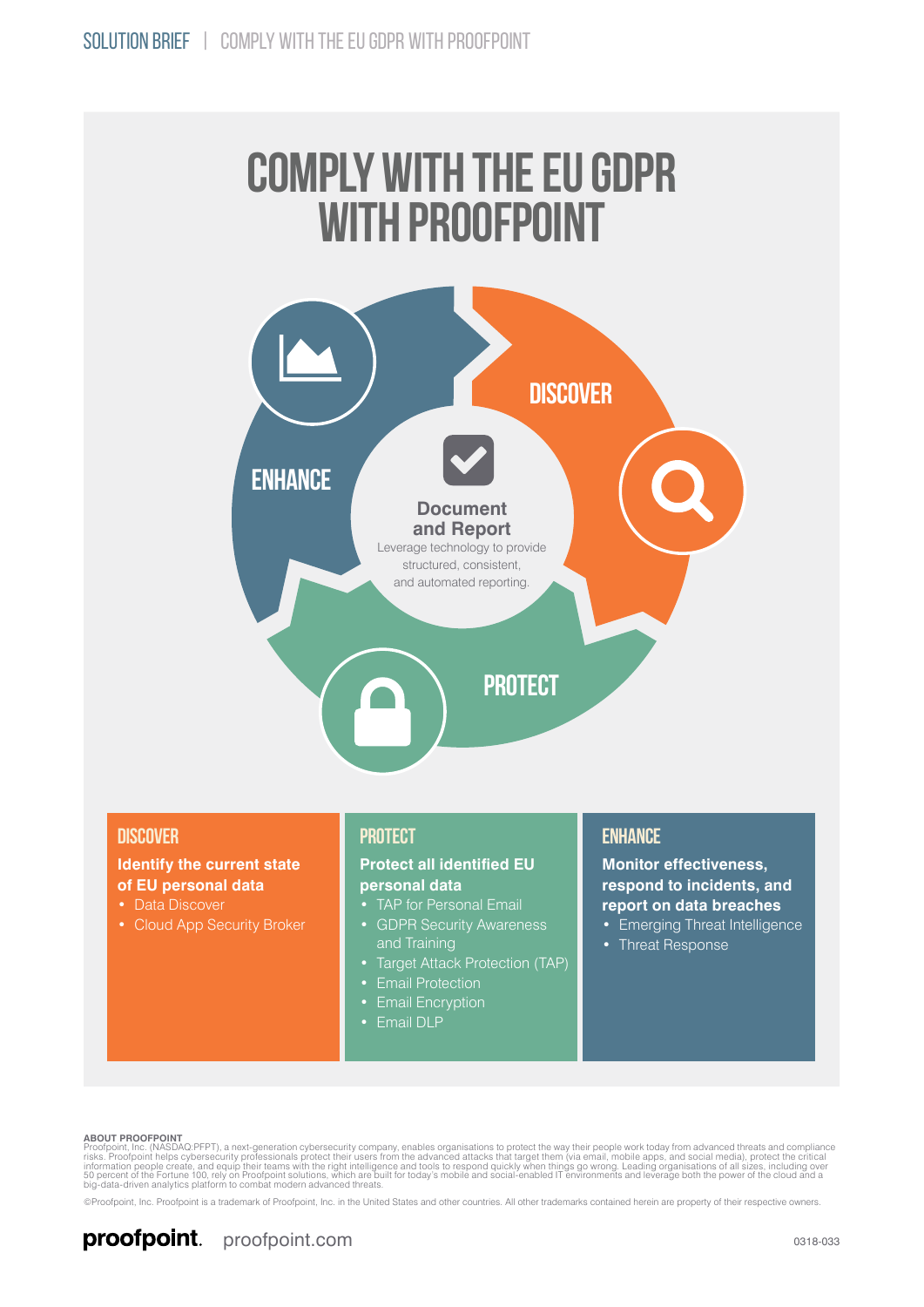# COMPLY WITH THE EU GDPR WITH PROOFPOINT

ENHANCE

DISCOVER

PROTECT

Document and Report

Leverage technology to provide structured, consistent, and automated reporting.

## DISCOVER

**Identify the current state of EU personal data**

- Data Discover
- Cloud App Security Broker

## PROTECT

**Protect all identified EU personal data**

- TAP for Personal Email
- GDPR Security Awareness and Training
- Target Attack Protection (TAP)
- Email Protection
- Email Encryption
- Email DLP

## ENHANCE

**Monitor effectiveness, respond to incidents, and report on data breaches**

- Emerging Threat Intelligence
- Threat Response

**ABOUT PROOFPOINT**

Proofpoint, Inc. (NASDAQ:PFPT), a next-generation cybersecurity company, enables organisations to protect the way their people work today from advanced threats and compliance risks. Proofpoint helps cybersecurity professionals protect their users from the advanced attacks that target them (via email, mobile apps, and social media), protect the critical information people create, and equip their teams with the right intelligence and tools to respond quickly when things go wrong. Leading organisations of all sizes, including over 50 percent of the Fortune 100, rely on Proofpoint solutions, which are built for today's mobile and social-enabled IT environments and leverage both the power of the cloud and a big-data-driven analytics platform to combat modern advanced threats.

©Proofpoint, Inc. Proofpoint is a trademark of Proofpoint, Inc. in the United States and other countries. All other trademarks contained herein are property of their respective owners.

proofpoint. proofpoint.com

0318-033